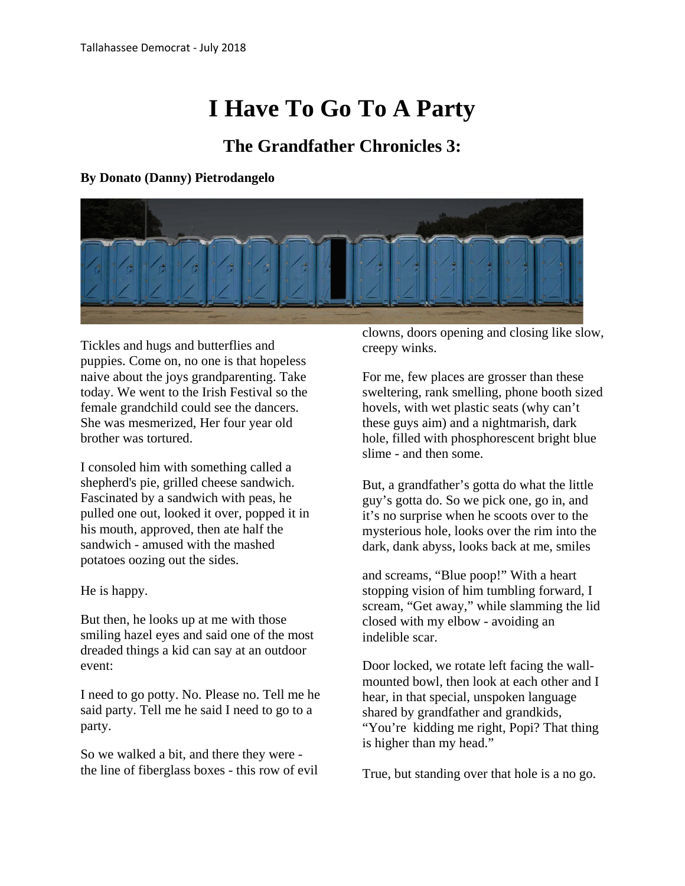# I Have To Go To A Party

## The Grandfather Chronicles 3:

**By Donato (Danny) Pietrodangelo**

Tickles and hugs and butterflies and puppies. Come on, no one is that hopeless naive about the joys grandparenting. Take today. We went to the Irish Festival so the female grandchild could see the dancers. She was mesmerized, Her four year old brother was tortured.

I consoled him with something called a shepherd's pie, grilled cheese sandwich. Fascinated by a sandwich with peas, he pulled one out, looked it over, popped it in his mouth, approved, then ate half the sandwich - amused with the mashed potatoes oozing out the sides.

He is happy.

But then, he looks up at me with those smiling hazel eyes and said one of the most dreaded things a kid can say at an outdoor event:

I need to go potty. No. Please no. Tell me he said party. Tell me he said I need to go to a party.

So we walked a bit, and there they were - the line of fiberglass boxes - this row of evil clowns, doors opening and closing like slow, creepy winks.

For me, few places are grosser than these sweltering, rank smelling, phone booth sized hovels, with wet plastic seats (why can't these guys aim) and a nightmarish, dark hole, filled with phosphorescent bright blue slime - and then some.

But, a grandfather's gotta do what the little guy's gotta do. So we pick one, go in, and it's no surprise when he scoots over to the mysterious hole, looks over the rim into the dark, dank abyss, looks back at me, smiles and screams, "Blue poop!" With a heart stopping vision of him tumbling forward, I scream, "Get away," while slamming the lid closed with my elbow - avoiding an indelible scar.

Door locked, we rotate left facing the wall-mounted bowl, then look at each other and I hear, in that special, unspoken language shared by grandfather and grandkids, "You're kidding me right, Popi? That thing is higher than my head."

True, but standing over that hole is a no go.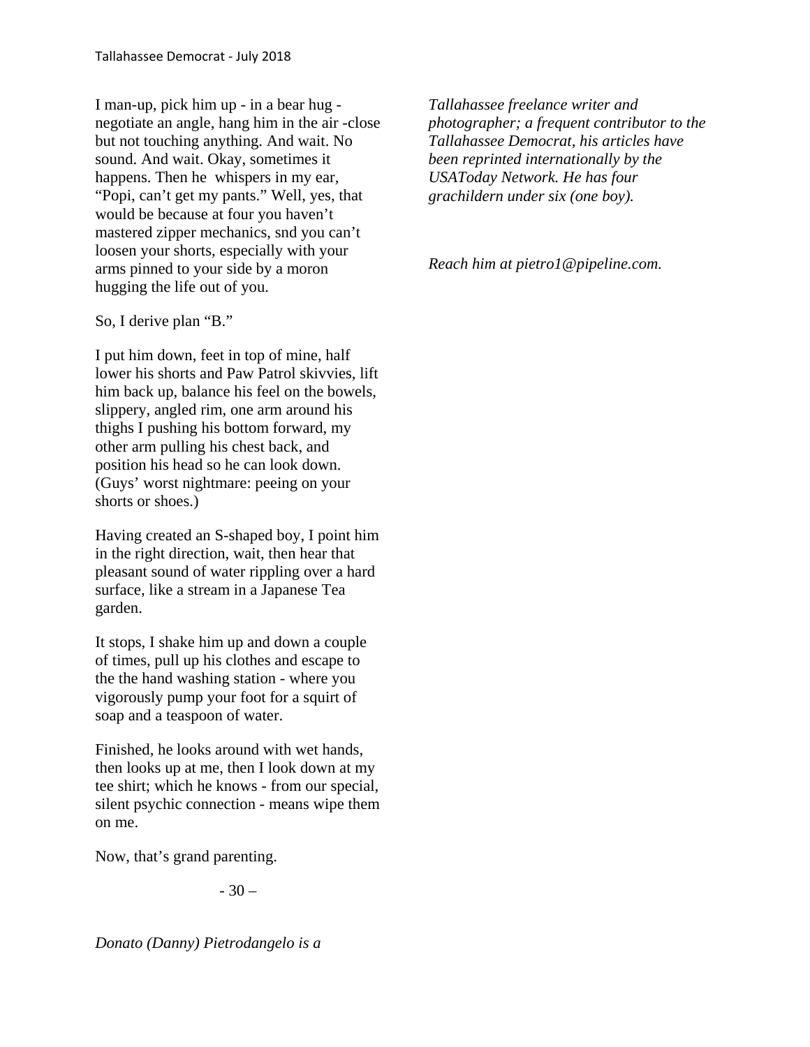I man-up, pick him up - in a bear hug - negotiate an angle, hang him in the air -close but not touching anything. And wait. No sound. And wait. Okay, sometimes it happens. Then he  whispers in my ear, "Popi, can't get my pants." Well, yes, that would be because at four you haven't mastered zipper mechanics, snd you can't loosen your shorts, especially with your arms pinned to your side by a moron hugging the life out of you.

So, I derive plan "B."

I put him down, feet in top of mine, half lower his shorts and Paw Patrol skivvies, lift him back up, balance his feel on the bowels, slippery, angled rim, one arm around his thighs I pushing his bottom forward, my other arm pulling his chest back, and position his head so he can look down. (Guys' worst nightmare: peeing on your shorts or shoes.)

Having created an S-shaped boy, I point him in the right direction, wait, then hear that pleasant sound of water rippling over a hard surface, like a stream in a Japanese Tea garden.

It stops, I shake him up and down a couple of times, pull up his clothes and escape to the the hand washing station - where you vigorously pump your foot for a squirt of soap and a teaspoon of water.

Finished, he looks around with wet hands, then looks up at me, then I look down at my tee shirt; which he knows - from our special, silent psychic connection - means wipe them on me.

Now, that's grand parenting.

- 30 –

*Donato (Danny) Pietrodangelo is a Tallahassee freelance writer and photographer; a frequent contributor to the Tallahassee Democrat, his articles have been reprinted internationally by the USAToday Network. He has four grachildern under six (one boy).*

*Reach him at pietro1@pipeline.com.*